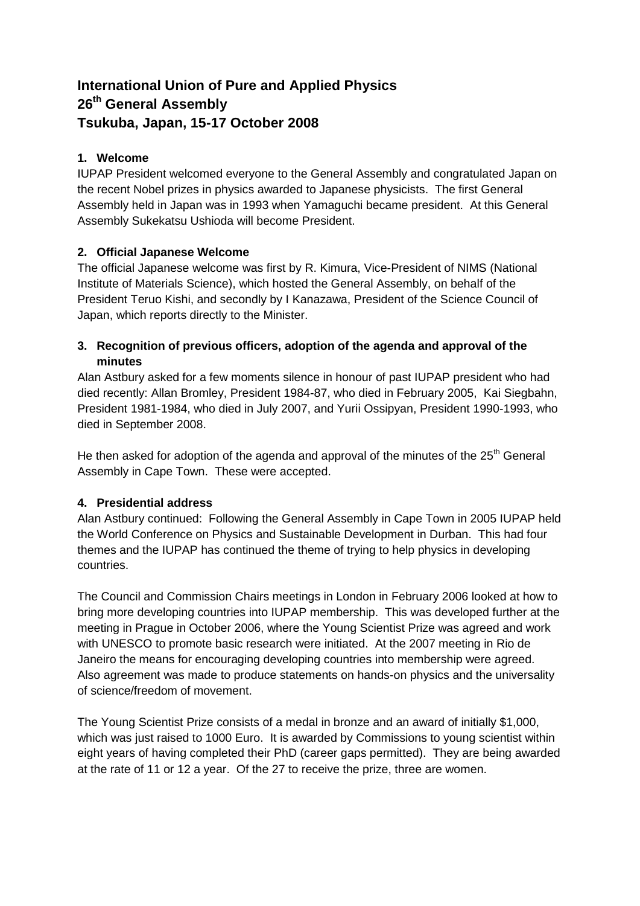# International Union of Pure and Applied Physics
# 26th General Assembly
# Tsukuba, Japan, 15-17 October 2008

## 1. Welcome

IUPAP President welcomed everyone to the General Assembly and congratulated Japan on the recent Nobel prizes in physics awarded to Japanese physicists. The first General Assembly held in Japan was in 1993 when Yamaguchi became president. At this General Assembly Sukekatsu Ushioda will become President.

## 2. Official Japanese Welcome

The official Japanese welcome was first by R. Kimura, Vice-President of NIMS (National Institute of Materials Science), which hosted the General Assembly, on behalf of the President Teruo Kishi, and secondly by I Kanazawa, President of the Science Council of Japan, which reports directly to the Minister.

## 3. Recognition of previous officers, adoption of the agenda and approval of the minutes

Alan Astbury asked for a few moments silence in honour of past IUPAP president who had died recently: Allan Bromley, President 1984-87, who died in February 2005, Kai Siegbahn, President 1981-1984, who died in July 2007, and Yurii Ossipyan, President 1990-1993, who died in September 2008.

He then asked for adoption of the agenda and approval of the minutes of the 25th General Assembly in Cape Town. These were accepted.

## 4. Presidential address

Alan Astbury continued: Following the General Assembly in Cape Town in 2005 IUPAP held the World Conference on Physics and Sustainable Development in Durban. This had four themes and the IUPAP has continued the theme of trying to help physics in developing countries.

The Council and Commission Chairs meetings in London in February 2006 looked at how to bring more developing countries into IUPAP membership. This was developed further at the meeting in Prague in October 2006, where the Young Scientist Prize was agreed and work with UNESCO to promote basic research were initiated. At the 2007 meeting in Rio de Janeiro the means for encouraging developing countries into membership were agreed. Also agreement was made to produce statements on hands-on physics and the universality of science/freedom of movement.

The Young Scientist Prize consists of a medal in bronze and an award of initially $1,000, which was just raised to 1000 Euro. It is awarded by Commissions to young scientist within eight years of having completed their PhD (career gaps permitted). They are being awarded at the rate of 11 or 12 a year. Of the 27 to receive the prize, three are women.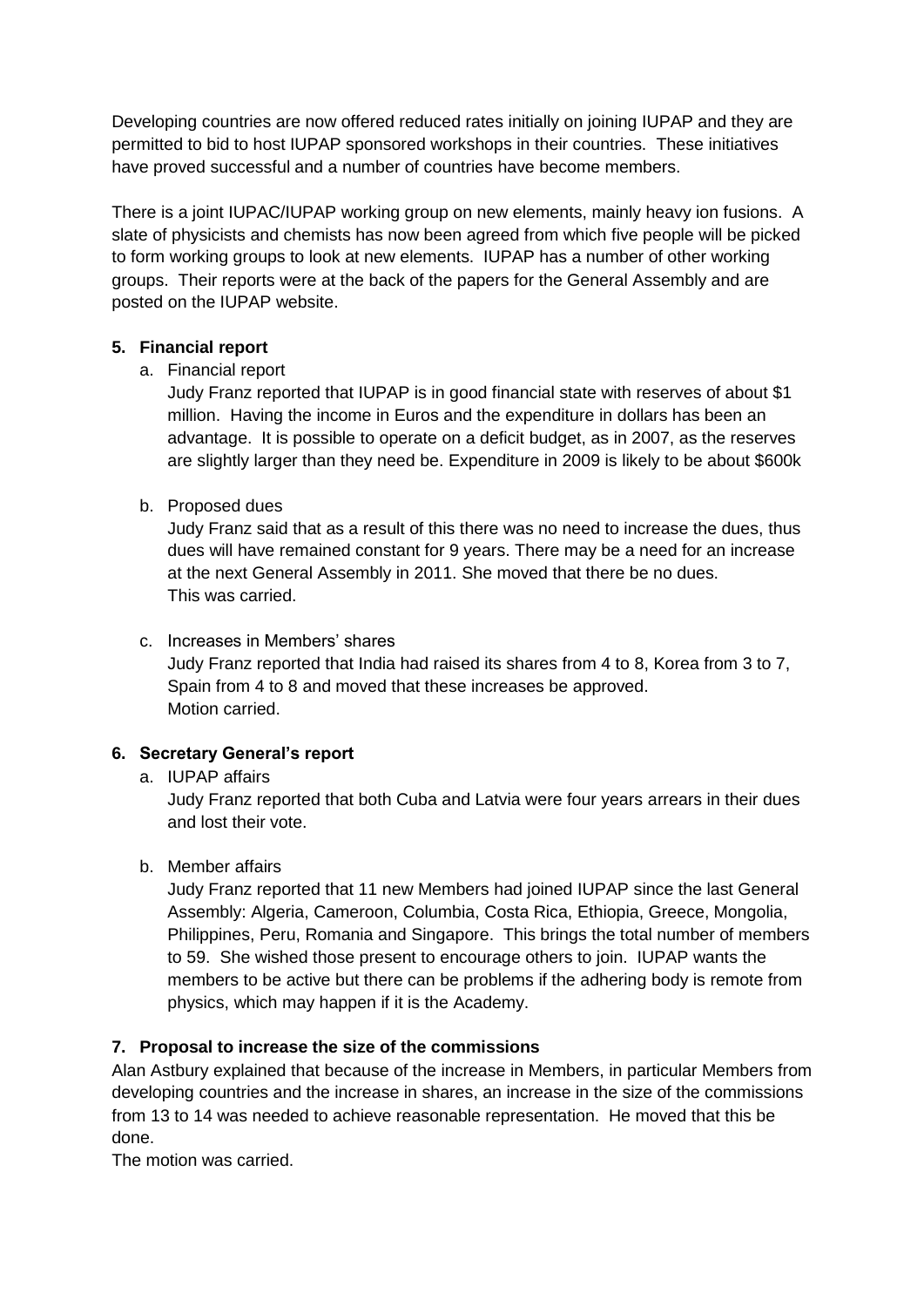Developing countries are now offered reduced rates initially on joining IUPAP and they are permitted to bid to host IUPAP sponsored workshops in their countries. These initiatives have proved successful and a number of countries have become members.

There is a joint IUPAC/IUPAP working group on new elements, mainly heavy ion fusions. A slate of physicists and chemists has now been agreed from which five people will be picked to form working groups to look at new elements. IUPAP has a number of other working groups. Their reports were at the back of the papers for the General Assembly and are posted on the IUPAP website.

**5. Financial report**

a. Financial report

Judy Franz reported that IUPAP is in good financial state with reserves of about $1 million. Having the income in Euros and the expenditure in dollars has been an advantage. It is possible to operate on a deficit budget, as in 2007, as the reserves are slightly larger than they need be. Expenditure in 2009 is likely to be about $600k

b. Proposed dues

Judy Franz said that as a result of this there was no need to increase the dues, thus dues will have remained constant for 9 years. There may be a need for an increase at the next General Assembly in 2011. She moved that there be no dues.
This was carried.

c. Increases in Members' shares

Judy Franz reported that India had raised its shares from 4 to 8, Korea from 3 to 7, Spain from 4 to 8 and moved that these increases be approved.
Motion carried.

**6. Secretary General's report**

a. IUPAP affairs

Judy Franz reported that both Cuba and Latvia were four years arrears in their dues and lost their vote.

b. Member affairs

Judy Franz reported that 11 new Members had joined IUPAP since the last General Assembly: Algeria, Cameroon, Columbia, Costa Rica, Ethiopia, Greece, Mongolia, Philippines, Peru, Romania and Singapore. This brings the total number of members to 59. She wished those present to encourage others to join. IUPAP wants the members to be active but there can be problems if the adhering body is remote from physics, which may happen if it is the Academy.

**7. Proposal to increase the size of the commissions**

Alan Astbury explained that because of the increase in Members, in particular Members from developing countries and the increase in shares, an increase in the size of the commissions from 13 to 14 was needed to achieve reasonable representation. He moved that this be done.
The motion was carried.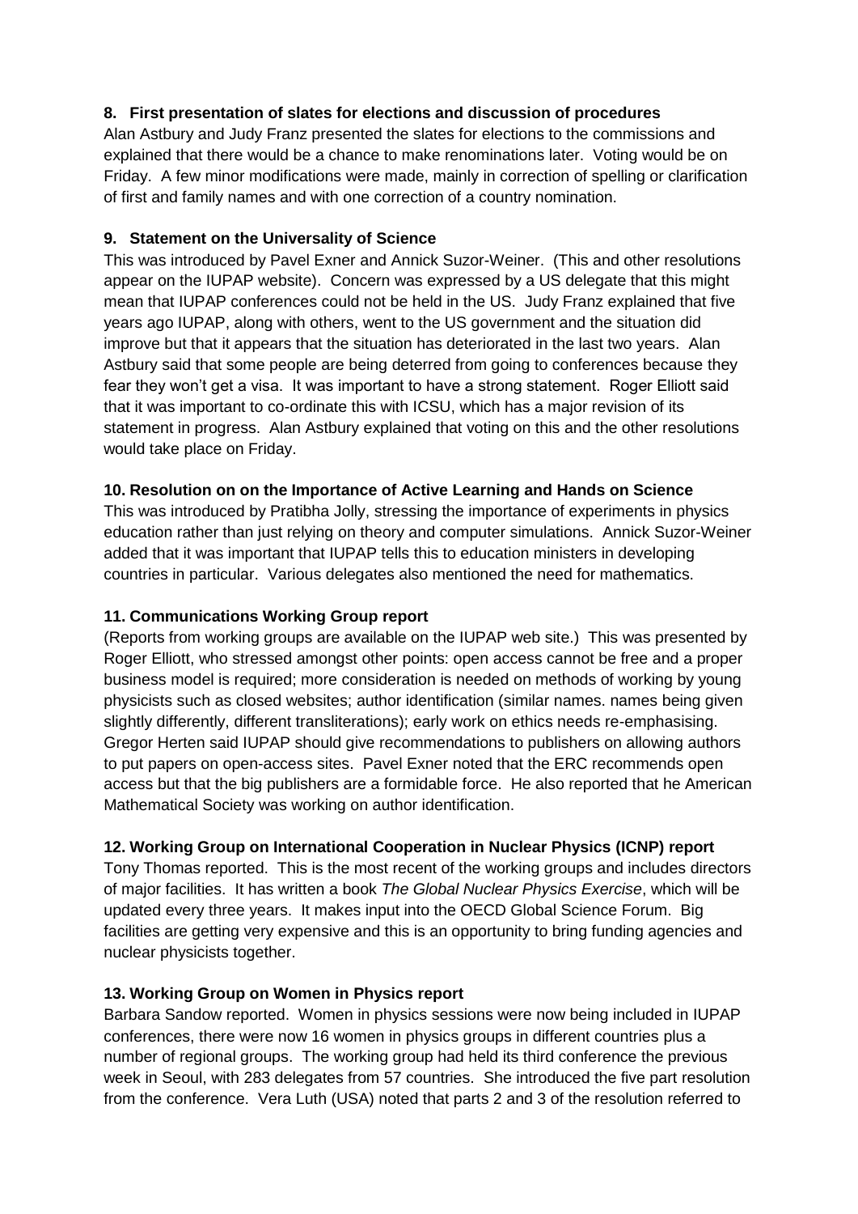**8. First presentation of slates for elections and discussion of procedures**

Alan Astbury and Judy Franz presented the slates for elections to the commissions and explained that there would be a chance to make renominations later. Voting would be on Friday. A few minor modifications were made, mainly in correction of spelling or clarification of first and family names and with one correction of a country nomination.

**9. Statement on the Universality of Science**

This was introduced by Pavel Exner and Annick Suzor-Weiner. (This and other resolutions appear on the IUPAP website). Concern was expressed by a US delegate that this might mean that IUPAP conferences could not be held in the US. Judy Franz explained that five years ago IUPAP, along with others, went to the US government and the situation did improve but that it appears that the situation has deteriorated in the last two years. Alan Astbury said that some people are being deterred from going to conferences because they fear they won't get a visa. It was important to have a strong statement. Roger Elliott said that it was important to co-ordinate this with ICSU, which has a major revision of its statement in progress. Alan Astbury explained that voting on this and the other resolutions would take place on Friday.

**10. Resolution on on the Importance of Active Learning and Hands on Science**

This was introduced by Pratibha Jolly, stressing the importance of experiments in physics education rather than just relying on theory and computer simulations. Annick Suzor-Weiner added that it was important that IUPAP tells this to education ministers in developing countries in particular. Various delegates also mentioned the need for mathematics.

**11. Communications Working Group report**

(Reports from working groups are available on the IUPAP web site.) This was presented by Roger Elliott, who stressed amongst other points: open access cannot be free and a proper business model is required; more consideration is needed on methods of working by young physicists such as closed websites; author identification (similar names. names being given slightly differently, different transliterations); early work on ethics needs re-emphasising. Gregor Herten said IUPAP should give recommendations to publishers on allowing authors to put papers on open-access sites. Pavel Exner noted that the ERC recommends open access but that the big publishers are a formidable force. He also reported that he American Mathematical Society was working on author identification.

**12. Working Group on International Cooperation in Nuclear Physics (ICNP) report**

Tony Thomas reported. This is the most recent of the working groups and includes directors of major facilities. It has written a book *The Global Nuclear Physics Exercise*, which will be updated every three years. It makes input into the OECD Global Science Forum. Big facilities are getting very expensive and this is an opportunity to bring funding agencies and nuclear physicists together.

**13. Working Group on Women in Physics report**

Barbara Sandow reported. Women in physics sessions were now being included in IUPAP conferences, there were now 16 women in physics groups in different countries plus a number of regional groups. The working group had held its third conference the previous week in Seoul, with 283 delegates from 57 countries. She introduced the five part resolution from the conference. Vera Luth (USA) noted that parts 2 and 3 of the resolution referred to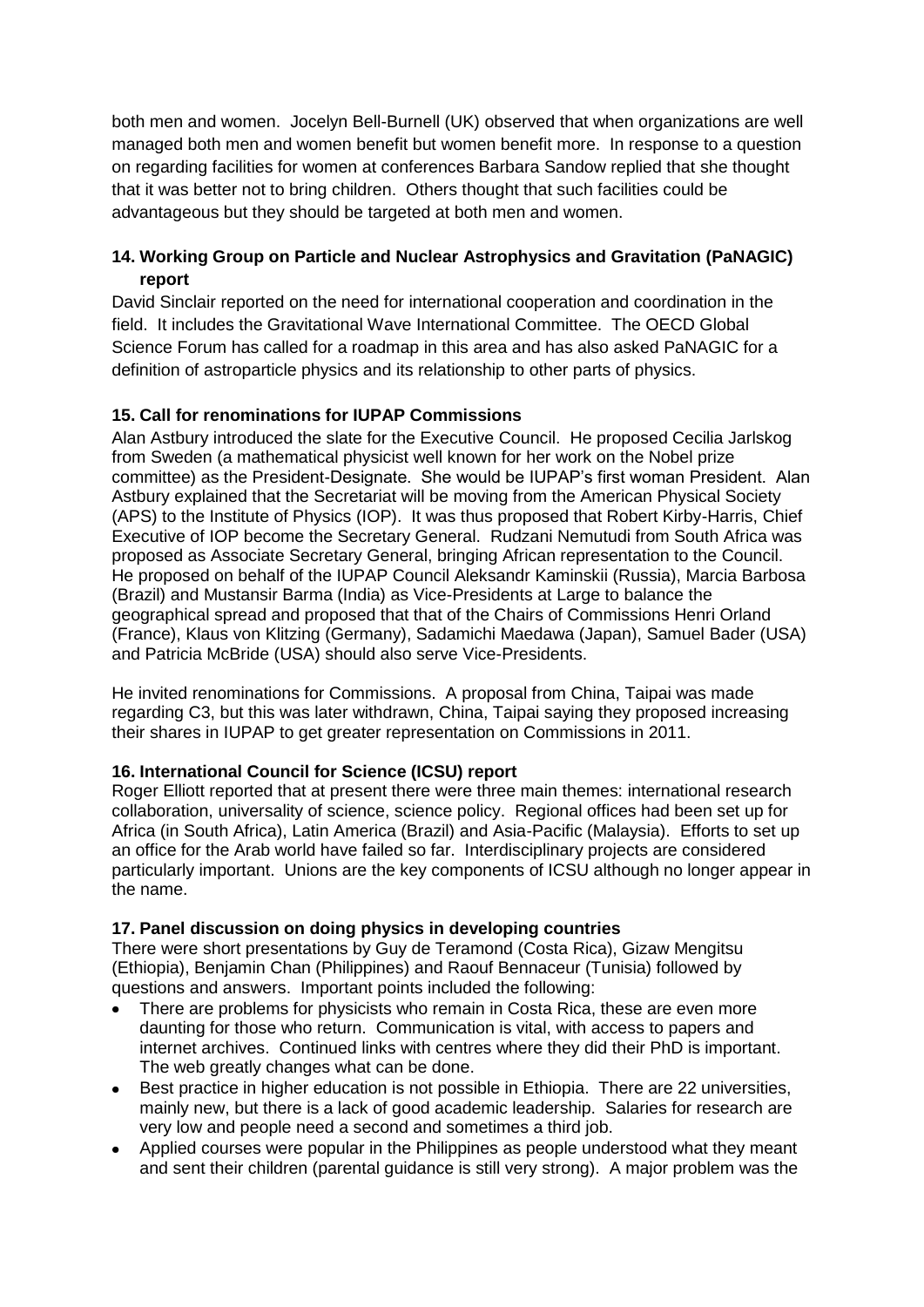both men and women. Jocelyn Bell-Burnell (UK) observed that when organizations are well managed both men and women benefit but women benefit more. In response to a question on regarding facilities for women at conferences Barbara Sandow replied that she thought that it was better not to bring children. Others thought that such facilities could be advantageous but they should be targeted at both men and women.

## 14. Working Group on Particle and Nuclear Astrophysics and Gravitation (PaNAGIC) report

David Sinclair reported on the need for international cooperation and coordination in the field. It includes the Gravitational Wave International Committee. The OECD Global Science Forum has called for a roadmap in this area and has also asked PaNAGIC for a definition of astroparticle physics and its relationship to other parts of physics.

## 15. Call for renominations for IUPAP Commissions

Alan Astbury introduced the slate for the Executive Council. He proposed Cecilia Jarlskog from Sweden (a mathematical physicist well known for her work on the Nobel prize committee) as the President-Designate. She would be IUPAP's first woman President. Alan Astbury explained that the Secretariat will be moving from the American Physical Society (APS) to the Institute of Physics (IOP). It was thus proposed that Robert Kirby-Harris, Chief Executive of IOP become the Secretary General. Rudzani Nemutudi from South Africa was proposed as Associate Secretary General, bringing African representation to the Council. He proposed on behalf of the IUPAP Council Aleksandr Kaminskii (Russia), Marcia Barbosa (Brazil) and Mustansir Barma (India) as Vice-Presidents at Large to balance the geographical spread and proposed that that of the Chairs of Commissions Henri Orland (France), Klaus von Klitzing (Germany), Sadamichi Maedawa (Japan), Samuel Bader (USA) and Patricia McBride (USA) should also serve Vice-Presidents.

He invited renominations for Commissions. A proposal from China, Taipai was made regarding C3, but this was later withdrawn, China, Taipai saying they proposed increasing their shares in IUPAP to get greater representation on Commissions in 2011.

## 16. International Council for Science (ICSU) report

Roger Elliott reported that at present there were three main themes: international research collaboration, universality of science, science policy. Regional offices had been set up for Africa (in South Africa), Latin America (Brazil) and Asia-Pacific (Malaysia). Efforts to set up an office for the Arab world have failed so far. Interdisciplinary projects are considered particularly important. Unions are the key components of ICSU although no longer appear in the name.

## 17. Panel discussion on doing physics in developing countries

There were short presentations by Guy de Teramond (Costa Rica), Gizaw Mengitsu (Ethiopia), Benjamin Chan (Philippines) and Raouf Bennaceur (Tunisia) followed by questions and answers. Important points included the following:

- There are problems for physicists who remain in Costa Rica, these are even more daunting for those who return. Communication is vital, with access to papers and internet archives. Continued links with centres where they did their PhD is important. The web greatly changes what can be done.
- Best practice in higher education is not possible in Ethiopia. There are 22 universities, mainly new, but there is a lack of good academic leadership. Salaries for research are very low and people need a second and sometimes a third job.
- Applied courses were popular in the Philippines as people understood what they meant and sent their children (parental guidance is still very strong). A major problem was the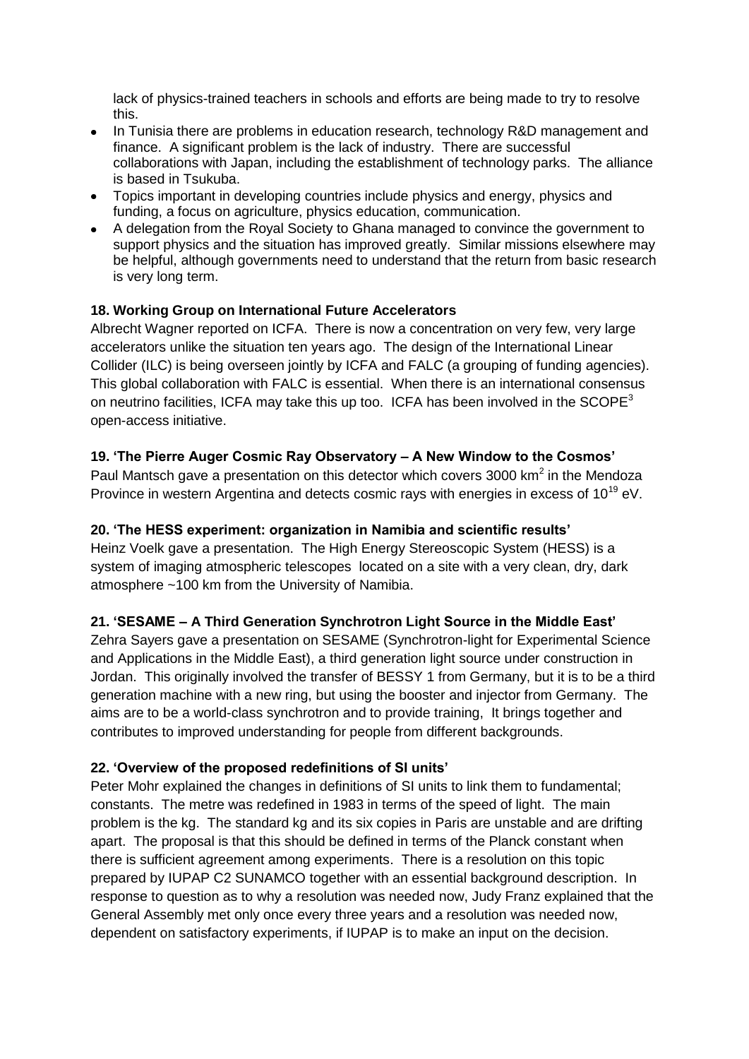lack of physics-trained teachers in schools and efforts are being made to try to resolve this.

- In Tunisia there are problems in education research, technology R&D management and finance. A significant problem is the lack of industry. There are successful collaborations with Japan, including the establishment of technology parks. The alliance is based in Tsukuba.
- Topics important in developing countries include physics and energy, physics and funding, a focus on agriculture, physics education, communication.
- A delegation from the Royal Society to Ghana managed to convince the government to support physics and the situation has improved greatly. Similar missions elsewhere may be helpful, although governments need to understand that the return from basic research is very long term.

**18. Working Group on International Future Accelerators**

Albrecht Wagner reported on ICFA. There is now a concentration on very few, very large accelerators unlike the situation ten years ago. The design of the International Linear Collider (ILC) is being overseen jointly by ICFA and FALC (a grouping of funding agencies). This global collaboration with FALC is essential. When there is an international consensus on neutrino facilities, ICFA may take this up too. ICFA has been involved in the SCOPE[3] open-access initiative.

**19. 'The Pierre Auger Cosmic Ray Observatory – A New Window to the Cosmos'**

Paul Mantsch gave a presentation on this detector which covers 3000 $km^2$ in the Mendoza Province in western Argentina and detects cosmic rays with energies in excess of $10^{19}$ eV.

**20. 'The HESS experiment: organization in Namibia and scientific results'**

Heinz Voelk gave a presentation. The High Energy Stereoscopic System (HESS) is a system of imaging atmospheric telescopes located on a site with a very clean, dry, dark atmosphere ~100 km from the University of Namibia.

**21. 'SESAME – A Third Generation Synchrotron Light Source in the Middle East'**

Zehra Sayers gave a presentation on SESAME (Synchrotron-light for Experimental Science and Applications in the Middle East), a third generation light source under construction in Jordan. This originally involved the transfer of BESSY 1 from Germany, but it is to be a third generation machine with a new ring, but using the booster and injector from Germany. The aims are to be a world-class synchrotron and to provide training, It brings together and contributes to improved understanding for people from different backgrounds.

**22. 'Overview of the proposed redefinitions of SI units'**

Peter Mohr explained the changes in definitions of SI units to link them to fundamental; constants. The metre was redefined in 1983 in terms of the speed of light. The main problem is the kg. The standard kg and its six copies in Paris are unstable and are drifting apart. The proposal is that this should be defined in terms of the Planck constant when there is sufficient agreement among experiments. There is a resolution on this topic prepared by IUPAP C2 SUNAMCO together with an essential background description. In response to question as to why a resolution was needed now, Judy Franz explained that the General Assembly met only once every three years and a resolution was needed now, dependent on satisfactory experiments, if IUPAP is to make an input on the decision.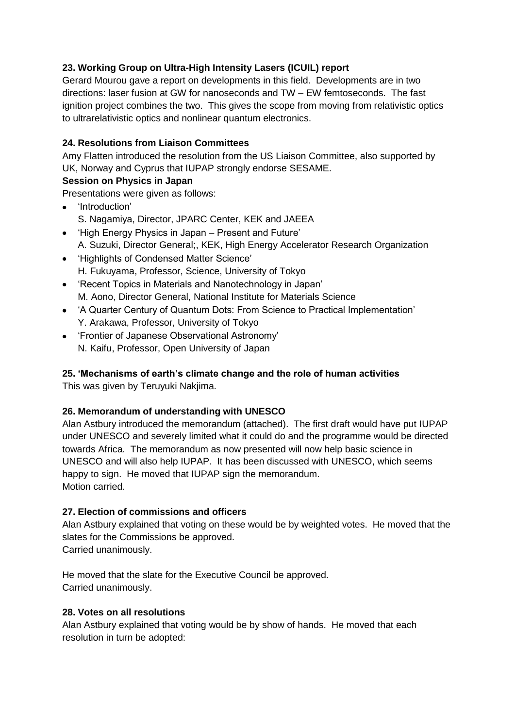**23. Working Group on Ultra-High Intensity Lasers (ICUIL) report**

Gerard Mourou gave a report on developments in this field. Developments are in two directions: laser fusion at GW for nanoseconds and TW – EW femtoseconds. The fast ignition project combines the two. This gives the scope from moving from relativistic optics to ultrarelativistic optics and nonlinear quantum electronics.

**24. Resolutions from Liaison Committees**

Amy Flatten introduced the resolution from the US Liaison Committee, also supported by UK, Norway and Cyprus that IUPAP strongly endorse SESAME.

**Session on Physics in Japan**

Presentations were given as follows:

- 'Introduction'
  S. Nagamiya, Director, JPARC Center, KEK and JAEEA
- 'High Energy Physics in Japan – Present and Future'
  A. Suzuki, Director General;, KEK, High Energy Accelerator Research Organization
- 'Highlights of Condensed Matter Science'
  H. Fukuyama, Professor, Science, University of Tokyo
- 'Recent Topics in Materials and Nanotechnology in Japan'
  M. Aono, Director General, National Institute for Materials Science
- 'A Quarter Century of Quantum Dots: From Science to Practical Implementation'
  Y. Arakawa, Professor, University of Tokyo
- 'Frontier of Japanese Observational Astronomy'
  N. Kaifu, Professor, Open University of Japan

**25. 'Mechanisms of earth's climate change and the role of human activities**

This was given by Teruyuki Nakjima.

**26. Memorandum of understanding with UNESCO**

Alan Astbury introduced the memorandum (attached). The first draft would have put IUPAP under UNESCO and severely limited what it could do and the programme would be directed towards Africa. The memorandum as now presented will now help basic science in UNESCO and will also help IUPAP. It has been discussed with UNESCO, which seems happy to sign. He moved that IUPAP sign the memorandum.
Motion carried.

**27. Election of commissions and officers**

Alan Astbury explained that voting on these would be by weighted votes. He moved that the slates for the Commissions be approved.
Carried unanimously.

He moved that the slate for the Executive Council be approved.
Carried unanimously.

**28. Votes on all resolutions**

Alan Astbury explained that voting would be by show of hands. He moved that each resolution in turn be adopted: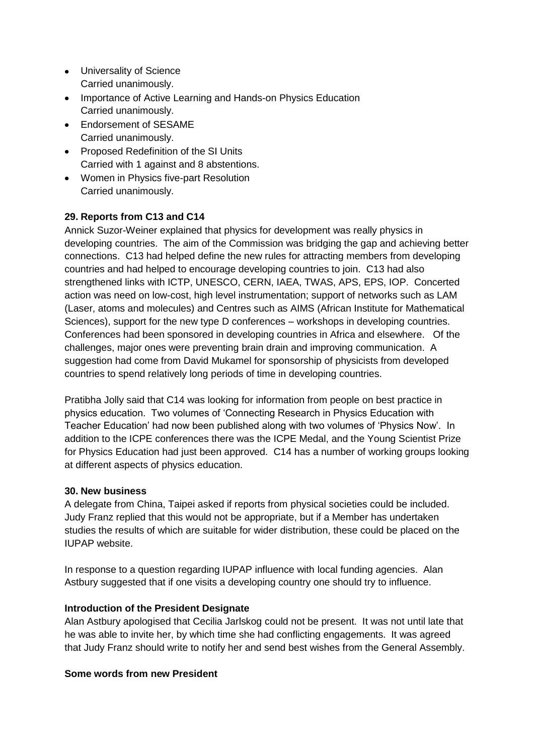- Universality of Science
  Carried unanimously.
- Importance of Active Learning and Hands-on Physics Education
  Carried unanimously.
- Endorsement of SESAME
  Carried unanimously.
- Proposed Redefinition of the SI Units
  Carried with 1 against and 8 abstentions.
- Women in Physics five-part Resolution
  Carried unanimously.

**29. Reports from C13 and C14**

Annick Suzor-Weiner explained that physics for development was really physics in developing countries. The aim of the Commission was bridging the gap and achieving better connections. C13 had helped define the new rules for attracting members from developing countries and had helped to encourage developing countries to join. C13 had also strengthened links with ICTP, UNESCO, CERN, IAEA, TWAS, APS, EPS, IOP. Concerted action was need on low-cost, high level instrumentation; support of networks such as LAM (Laser, atoms and molecules) and Centres such as AIMS (African Institute for Mathematical Sciences), support for the new type D conferences – workshops in developing countries. Conferences had been sponsored in developing countries in Africa and elsewhere. Of the challenges, major ones were preventing brain drain and improving communication. A suggestion had come from David Mukamel for sponsorship of physicists from developed countries to spend relatively long periods of time in developing countries.

Pratibha Jolly said that C14 was looking for information from people on best practice in physics education. Two volumes of 'Connecting Research in Physics Education with Teacher Education' had now been published along with two volumes of 'Physics Now'. In addition to the ICPE conferences there was the ICPE Medal, and the Young Scientist Prize for Physics Education had just been approved. C14 has a number of working groups looking at different aspects of physics education.

**30. New business**

A delegate from China, Taipei asked if reports from physical societies could be included. Judy Franz replied that this would not be appropriate, but if a Member has undertaken studies the results of which are suitable for wider distribution, these could be placed on the IUPAP website.

In response to a question regarding IUPAP influence with local funding agencies. Alan Astbury suggested that if one visits a developing country one should try to influence.

**Introduction of the President Designate**

Alan Astbury apologised that Cecilia Jarlskog could not be present. It was not until late that he was able to invite her, by which time she had conflicting engagements. It was agreed that Judy Franz should write to notify her and send best wishes from the General Assembly.

**Some words from new President**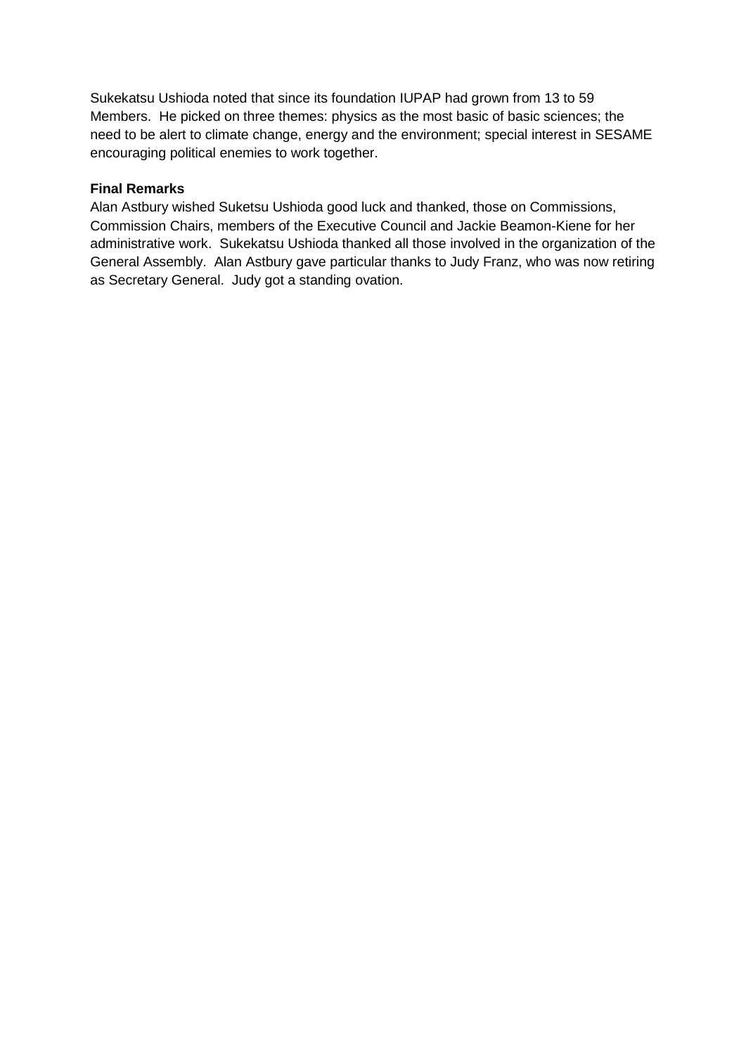Sukekatsu Ushioda noted that since its foundation IUPAP had grown from 13 to 59 Members. He picked on three themes: physics as the most basic of basic sciences; the need to be alert to climate change, energy and the environment; special interest in SESAME encouraging political enemies to work together.

**Final Remarks**

Alan Astbury wished Suketsu Ushioda good luck and thanked, those on Commissions, Commission Chairs, members of the Executive Council and Jackie Beamon-Kiene for her administrative work. Sukekatsu Ushioda thanked all those involved in the organization of the General Assembly. Alan Astbury gave particular thanks to Judy Franz, who was now retiring as Secretary General. Judy got a standing ovation.